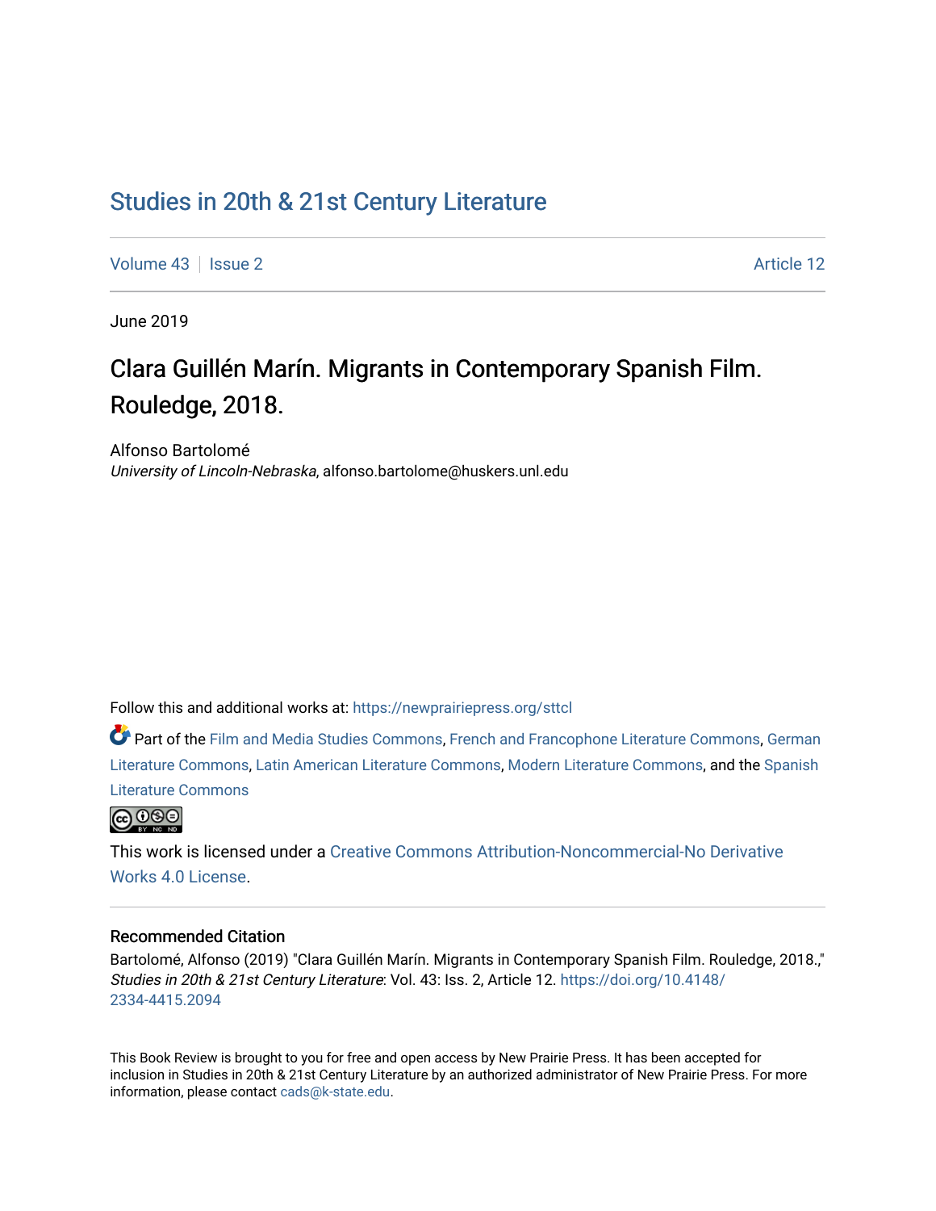# Studies in 20th & 21st Century Literature

Volume 43 | Issue 2 Article 12

June 2019

## Clara Guillén Marín. Migrants in Contemporary Spanish Film. Rouledge, 2018.

Alfonso Bartolomé
*University of Lincoln-Nebraska*, alfonso.bartolome@huskers.unl.edu

Follow this and additional works at: https://newprairiepress.org/sttcl

Part of the Film and Media Studies Commons, French and Francophone Literature Commons, German Literature Commons, Latin American Literature Commons, Modern Literature Commons, and the Spanish Literature Commons

This work is licensed under a Creative Commons Attribution-Noncommercial-No Derivative Works 4.0 License.

### Recommended Citation

Bartolomé, Alfonso (2019) "Clara Guillén Marín. Migrants in Contemporary Spanish Film. Rouledge, 2018.," *Studies in 20th & 21st Century Literature*: Vol. 43: Iss. 2, Article 12. https://doi.org/10.4148/2334-4415.2094

This Book Review is brought to you for free and open access by New Prairie Press. It has been accepted for inclusion in Studies in 20th & 21st Century Literature by an authorized administrator of New Prairie Press. For more information, please contact cads@k-state.edu.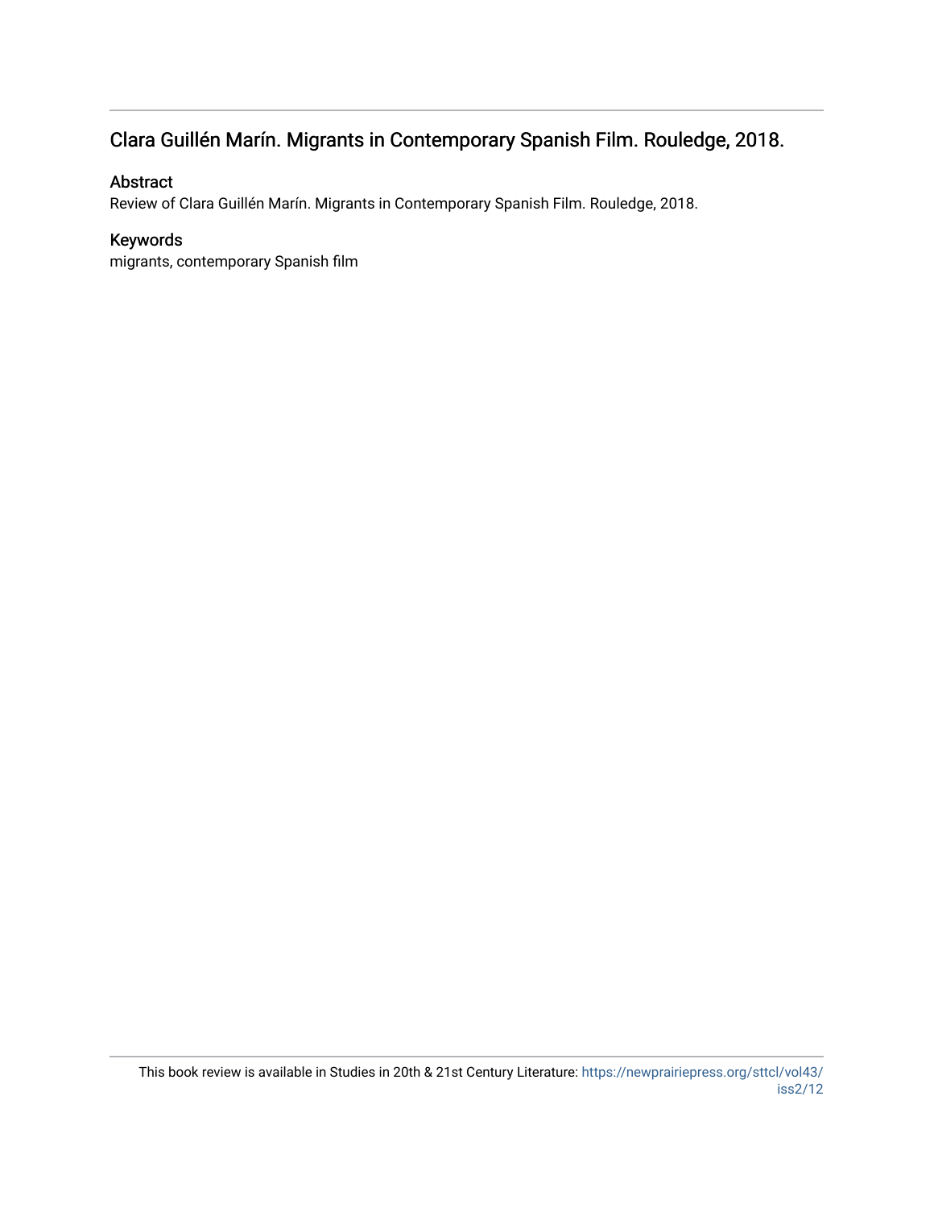## Clara Guillén Marín. Migrants in Contemporary Spanish Film. Rouledge, 2018.

### Abstract

Review of Clara Guillén Marín. Migrants in Contemporary Spanish Film. Rouledge, 2018.

### Keywords

migrants, contemporary Spanish film

This book review is available in Studies in 20th & 21st Century Literature: https://newprairiepress.org/sttcl/vol43/iss2/12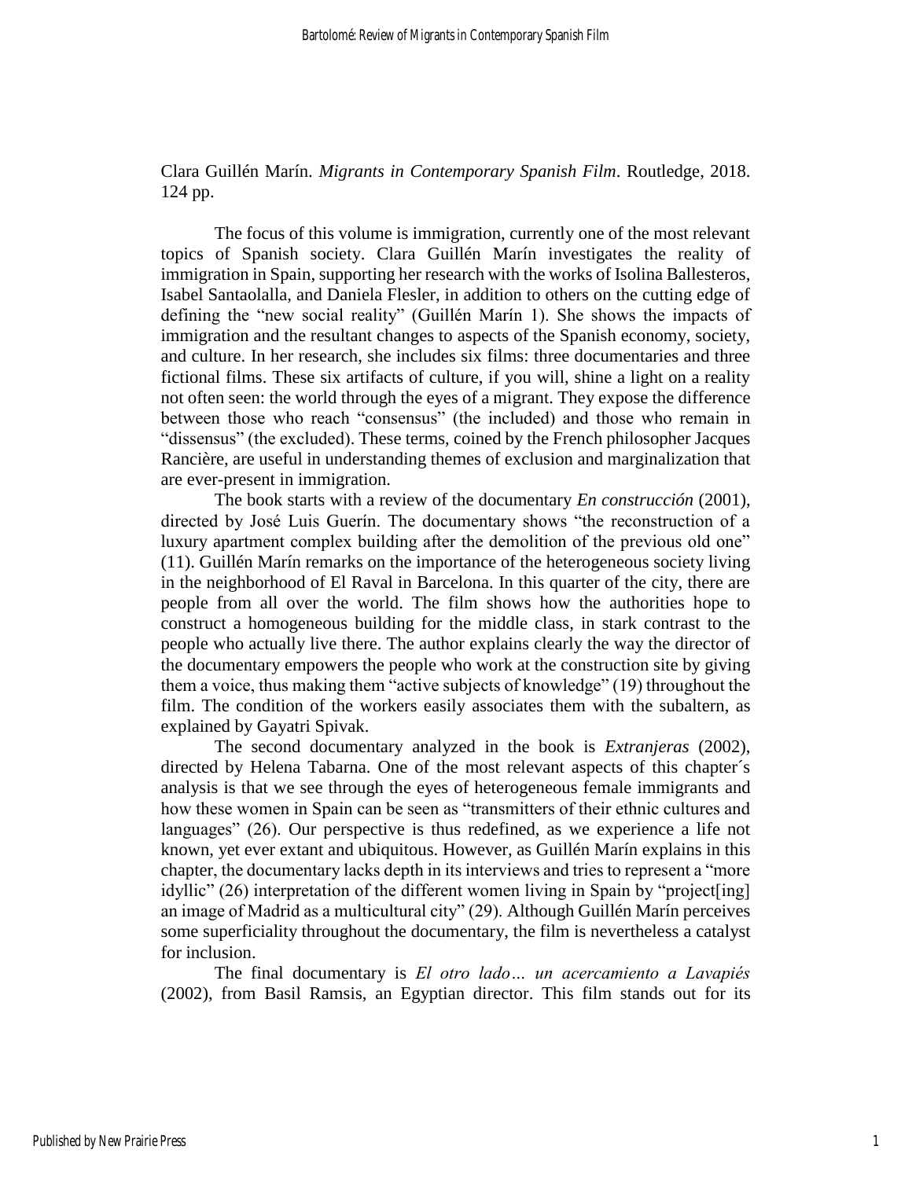Clara Guillén Marín. *Migrants in Contemporary Spanish Film*. Routledge, 2018. 124 pp.

The focus of this volume is immigration, currently one of the most relevant topics of Spanish society. Clara Guillén Marín investigates the reality of immigration in Spain, supporting her research with the works of Isolina Ballesteros, Isabel Santaolalla, and Daniela Flesler, in addition to others on the cutting edge of defining the "new social reality" (Guillén Marín 1). She shows the impacts of immigration and the resultant changes to aspects of the Spanish economy, society, and culture. In her research, she includes six films: three documentaries and three fictional films. These six artifacts of culture, if you will, shine a light on a reality not often seen: the world through the eyes of a migrant. They expose the difference between those who reach "consensus" (the included) and those who remain in "dissensus" (the excluded). These terms, coined by the French philosopher Jacques Rancière, are useful in understanding themes of exclusion and marginalization that are ever-present in immigration.

The book starts with a review of the documentary *En construcción* (2001), directed by José Luis Guerín. The documentary shows "the reconstruction of a luxury apartment complex building after the demolition of the previous old one" (11). Guillén Marín remarks on the importance of the heterogeneous society living in the neighborhood of El Raval in Barcelona. In this quarter of the city, there are people from all over the world. The film shows how the authorities hope to construct a homogeneous building for the middle class, in stark contrast to the people who actually live there. The author explains clearly the way the director of the documentary empowers the people who work at the construction site by giving them a voice, thus making them "active subjects of knowledge" (19) throughout the film. The condition of the workers easily associates them with the subaltern, as explained by Gayatri Spivak.

The second documentary analyzed in the book is *Extranjeras* (2002), directed by Helena Tabarna. One of the most relevant aspects of this chapter´s analysis is that we see through the eyes of heterogeneous female immigrants and how these women in Spain can be seen as "transmitters of their ethnic cultures and languages" (26). Our perspective is thus redefined, as we experience a life not known, yet ever extant and ubiquitous. However, as Guillén Marín explains in this chapter, the documentary lacks depth in its interviews and tries to represent a "more idyllic" (26) interpretation of the different women living in Spain by "project[ing] an image of Madrid as a multicultural city" (29). Although Guillén Marín perceives some superficiality throughout the documentary, the film is nevertheless a catalyst for inclusion.

The final documentary is *El otro lado… un acercamiento a Lavapiés* (2002), from Basil Ramsis, an Egyptian director. This film stands out for its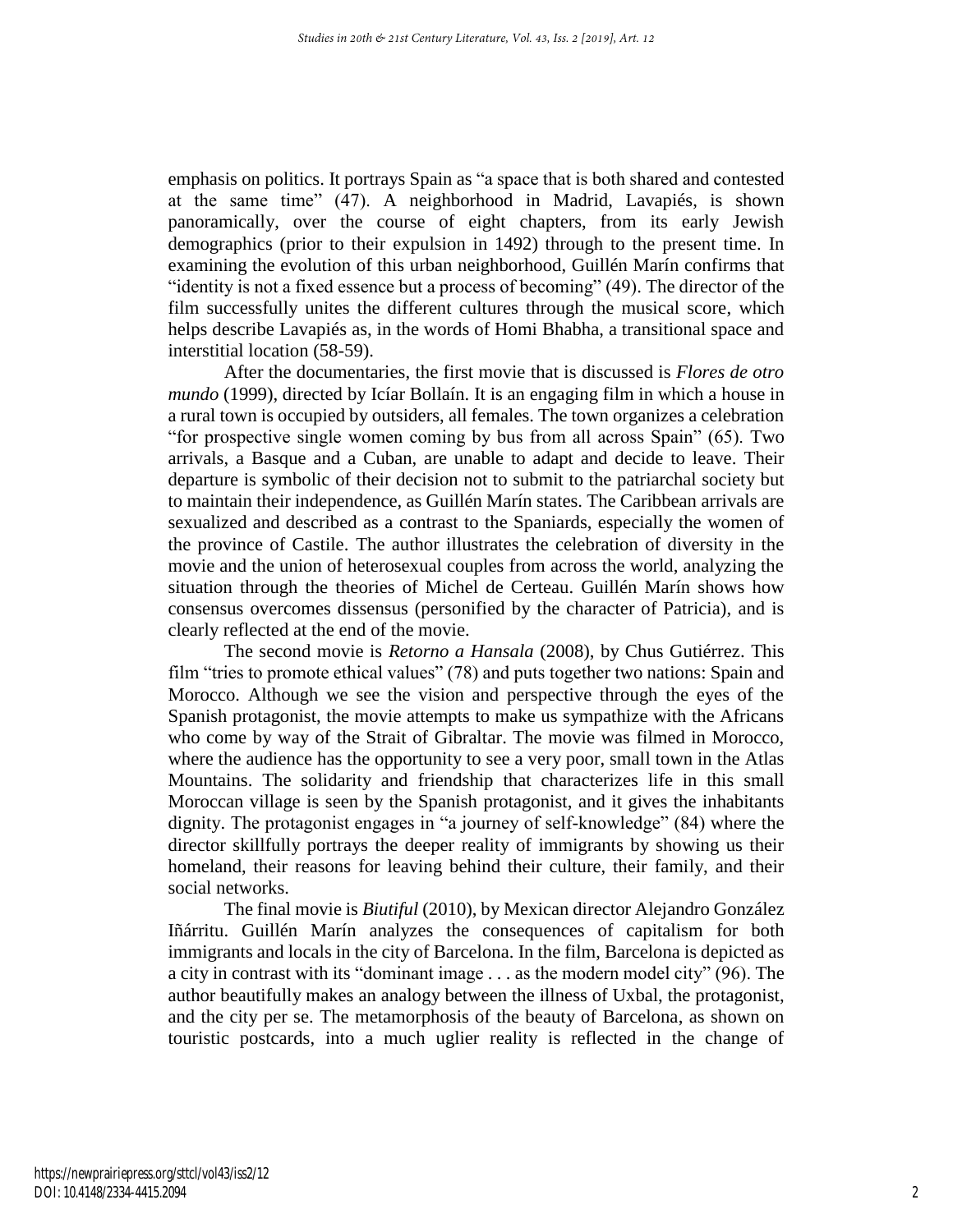emphasis on politics. It portrays Spain as "a space that is both shared and contested at the same time" (47). A neighborhood in Madrid, Lavapiés, is shown panoramically, over the course of eight chapters, from its early Jewish demographics (prior to their expulsion in 1492) through to the present time. In examining the evolution of this urban neighborhood, Guillén Marín confirms that "identity is not a fixed essence but a process of becoming" (49). The director of the film successfully unites the different cultures through the musical score, which helps describe Lavapiés as, in the words of Homi Bhabha, a transitional space and interstitial location (58-59).

After the documentaries, the first movie that is discussed is *Flores de otro mundo* (1999), directed by Icíar Bollaín. It is an engaging film in which a house in a rural town is occupied by outsiders, all females. The town organizes a celebration "for prospective single women coming by bus from all across Spain" (65). Two arrivals, a Basque and a Cuban, are unable to adapt and decide to leave. Their departure is symbolic of their decision not to submit to the patriarchal society but to maintain their independence, as Guillén Marín states. The Caribbean arrivals are sexualized and described as a contrast to the Spaniards, especially the women of the province of Castile. The author illustrates the celebration of diversity in the movie and the union of heterosexual couples from across the world, analyzing the situation through the theories of Michel de Certeau. Guillén Marín shows how consensus overcomes dissensus (personified by the character of Patricia), and is clearly reflected at the end of the movie.

The second movie is *Retorno a Hansala* (2008), by Chus Gutiérrez. This film "tries to promote ethical values" (78) and puts together two nations: Spain and Morocco. Although we see the vision and perspective through the eyes of the Spanish protagonist, the movie attempts to make us sympathize with the Africans who come by way of the Strait of Gibraltar. The movie was filmed in Morocco, where the audience has the opportunity to see a very poor, small town in the Atlas Mountains. The solidarity and friendship that characterizes life in this small Moroccan village is seen by the Spanish protagonist, and it gives the inhabitants dignity. The protagonist engages in "a journey of self-knowledge" (84) where the director skillfully portrays the deeper reality of immigrants by showing us their homeland, their reasons for leaving behind their culture, their family, and their social networks.

The final movie is *Biutiful* (2010), by Mexican director Alejandro González Iñárritu. Guillén Marín analyzes the consequences of capitalism for both immigrants and locals in the city of Barcelona. In the film, Barcelona is depicted as a city in contrast with its "dominant image . . . as the modern model city" (96). The author beautifully makes an analogy between the illness of Uxbal, the protagonist, and the city per se. The metamorphosis of the beauty of Barcelona, as shown on touristic postcards, into a much uglier reality is reflected in the change of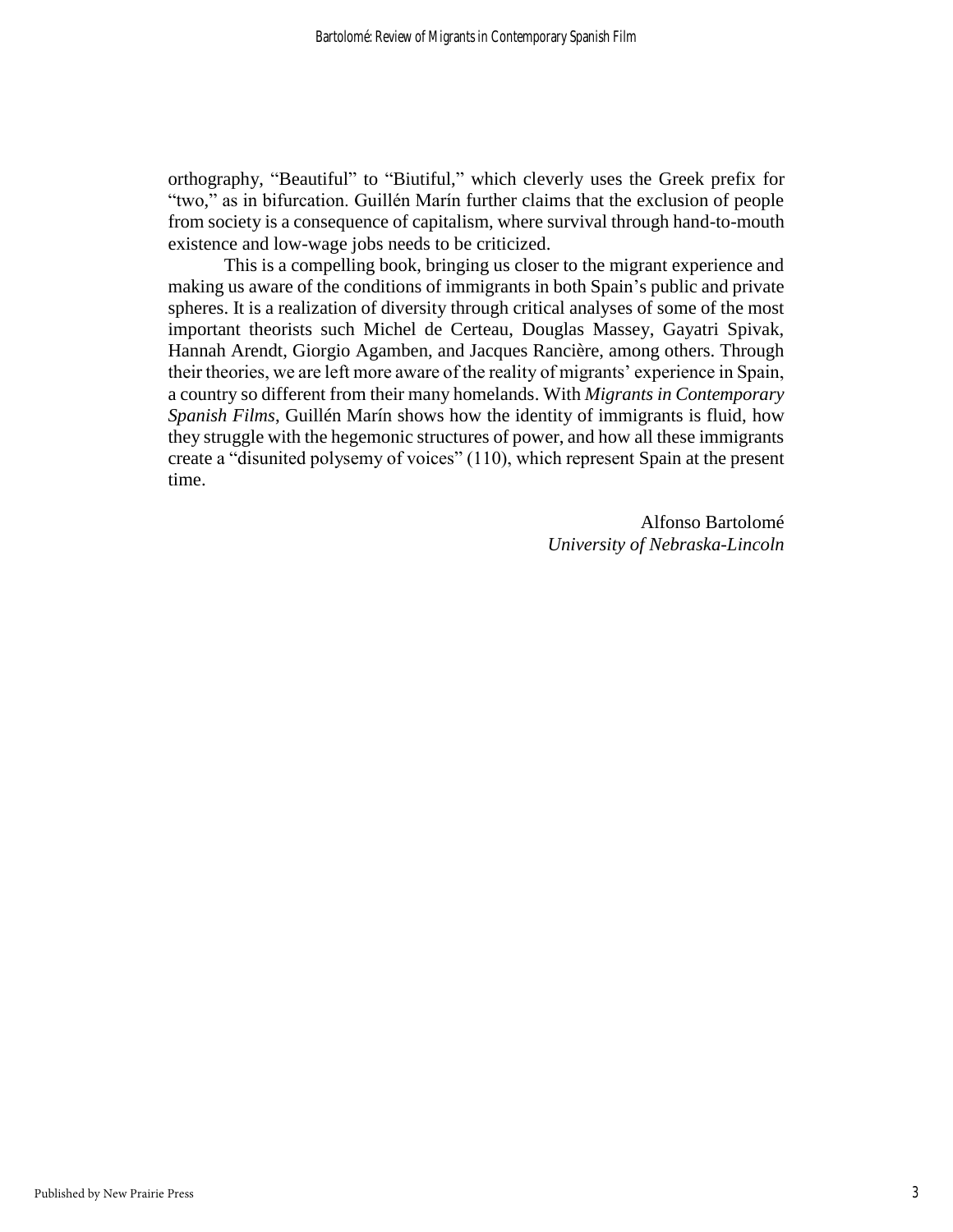orthography, "Beautiful" to "Biutiful," which cleverly uses the Greek prefix for "two," as in bifurcation. Guillén Marín further claims that the exclusion of people from society is a consequence of capitalism, where survival through hand-to-mouth existence and low-wage jobs needs to be criticized.

This is a compelling book, bringing us closer to the migrant experience and making us aware of the conditions of immigrants in both Spain's public and private spheres. It is a realization of diversity through critical analyses of some of the most important theorists such Michel de Certeau, Douglas Massey, Gayatri Spivak, Hannah Arendt, Giorgio Agamben, and Jacques Rancière, among others. Through their theories, we are left more aware of the reality of migrants' experience in Spain, a country so different from their many homelands. With *Migrants in Contemporary Spanish Films*, Guillén Marín shows how the identity of immigrants is fluid, how they struggle with the hegemonic structures of power, and how all these immigrants create a "disunited polysemy of voices" (110), which represent Spain at the present time.

Alfonso Bartolomé
*University of Nebraska-Lincoln*